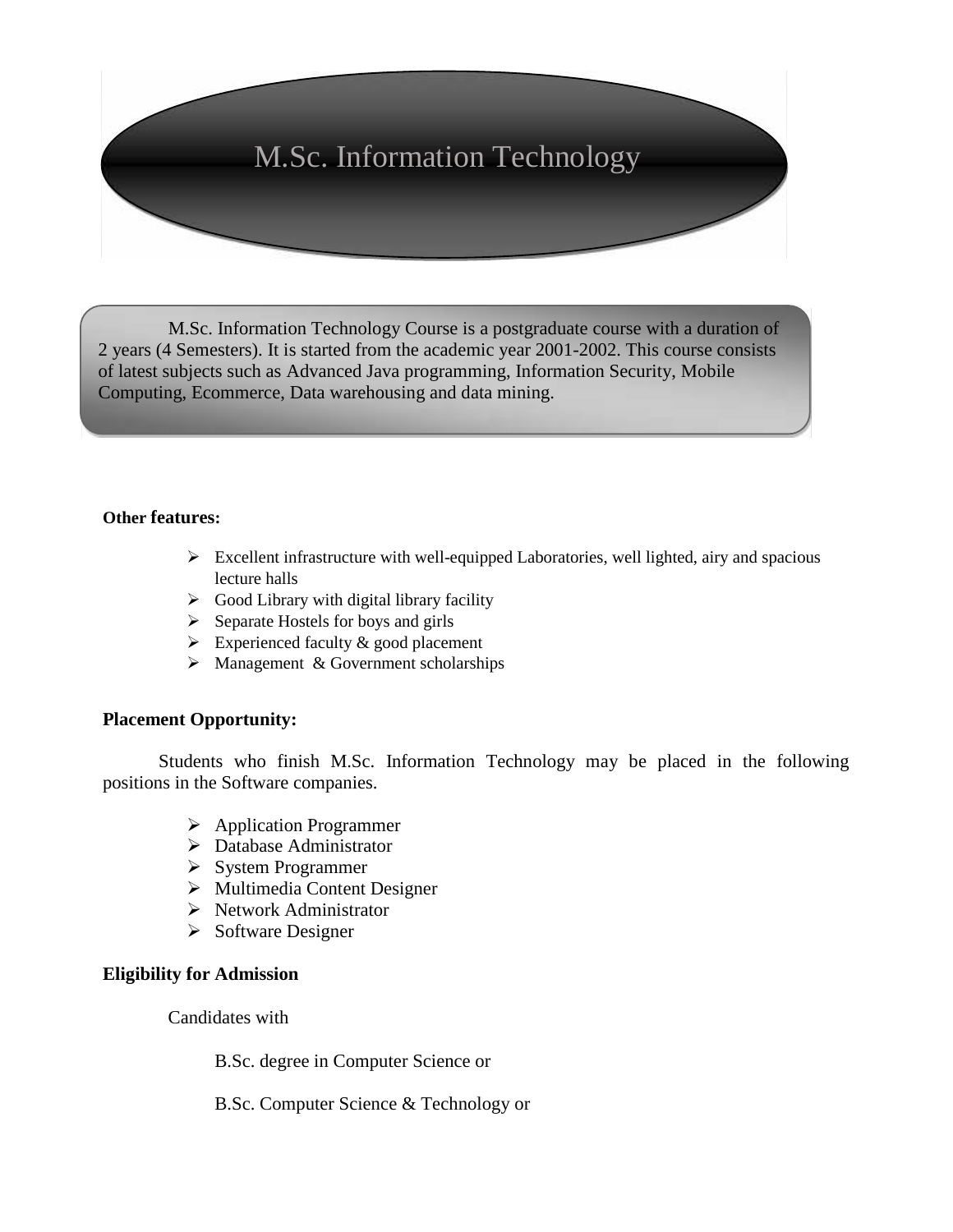# M.Sc. Information Technology

M.Sc. Information Technology Course is a postgraduate course with a duration of 2 years (4 Semesters). It is started from the academic year 2001-2002. This course consists of latest subjects such as Advanced Java programming, Information Security, Mobile Computing, Ecommerce, Data warehousing and data mining.

**Other features:**

- Excellent infrastructure with well-equipped Laboratories, well lighted, airy and spacious lecture halls
- Good Library with digital library facility
- Separate Hostels for boys and girls
- Experienced faculty & good placement
- Management & Government scholarships

**Placement Opportunity:**

Students who finish M.Sc. Information Technology may be placed in the following positions in the Software companies.

- Application Programmer
- Database Administrator
- System Programmer
- Multimedia Content Designer
- Network Administrator
- Software Designer

**Eligibility for Admission**

Candidates with

B.Sc. degree in Computer Science or

B.Sc. Computer Science & Technology or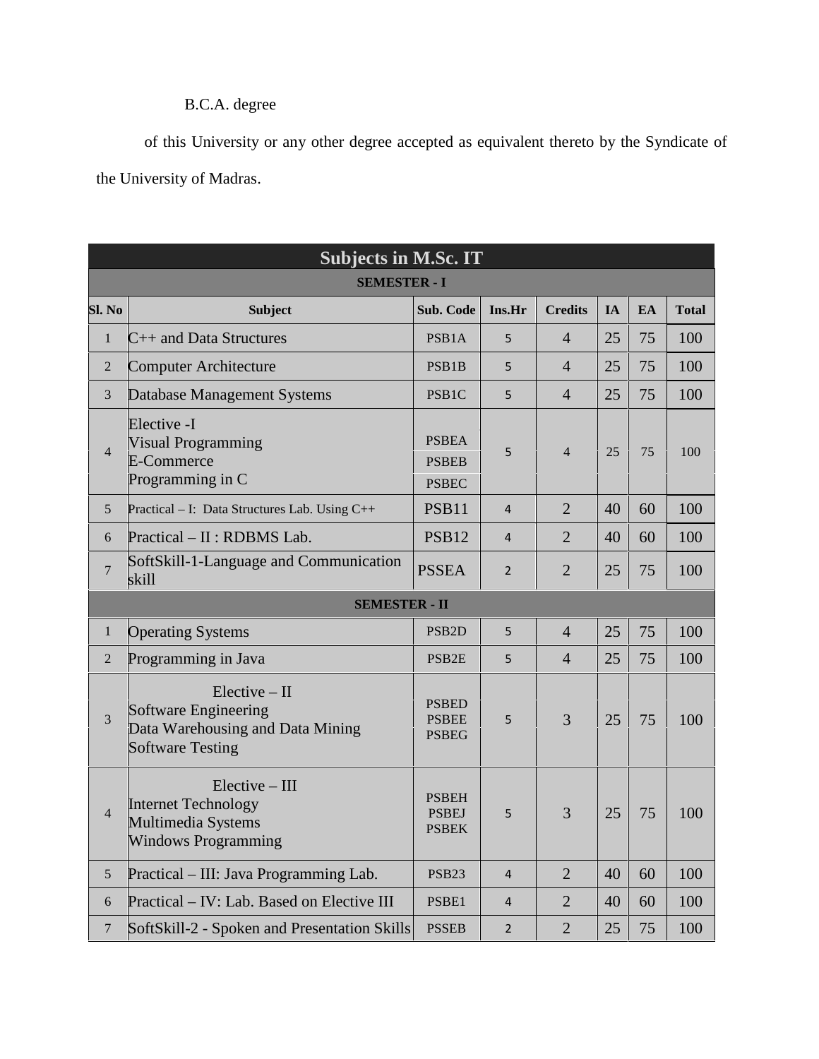B.C.A. degree

of this University or any other degree accepted as equivalent thereto by the Syndicate of the University of Madras.

| Subjects in M.Sc. IT | | | | | | | |
|---|---|---|---|---|---|---|---|
| **SEMESTER - I** | | | | | | | |
| **Sl. No** | **Subject** | **Sub. Code** | **Ins.Hr** | **Credits** | **IA** | **EA** | **Total** |
| 1 | C++ and Data Structures | PSB1A | 5 | 4 | 25 | 75 | 100 |
| 2 | Computer Architecture | PSB1B | 5 | 4 | 25 | 75 | 100 |
| 3 | Database Management Systems | PSB1C | 5 | 4 | 25 | 75 | 100 |
| 4 | Elective -I<br>Visual Programming<br>E-Commerce<br>Programming in C | PSBEA<br>PSBEB<br>PSBEC | 5 | 4 | 25 | 75 | 100 |
| 5 | Practical – I: Data Structures Lab. Using C++ | PSB11 | 4 | 2 | 40 | 60 | 100 |
| 6 | Practical – II : RDBMS Lab. | PSB12 | 4 | 2 | 40 | 60 | 100 |
| 7 | SoftSkill-1-Language and Communication skill | PSSEA | 2 | 2 | 25 | 75 | 100 |
| **SEMESTER - II** | | | | | | | |
| 1 | Operating Systems | PSB2D | 5 | 4 | 25 | 75 | 100 |
| 2 | Programming in Java | PSB2E | 5 | 4 | 25 | 75 | 100 |
| 3 | Elective – II<br>Software Engineering<br>Data Warehousing and Data Mining<br>Software Testing | PSBED<br>PSBEE<br>PSBEG | 5 | 3 | 25 | 75 | 100 |
| 4 | Elective – III<br>Internet Technology<br>Multimedia Systems<br>Windows Programming | PSBEH<br>PSBEJ<br>PSBEK | 5 | 3 | 25 | 75 | 100 |
| 5 | Practical – III: Java Programming Lab. | PSB23 | 4 | 2 | 40 | 60 | 100 |
| 6 | Practical – IV: Lab. Based on Elective III | PSBE1 | 4 | 2 | 40 | 60 | 100 |
| 7 | SoftSkill-2 - Spoken and Presentation Skills | PSSEB | 2 | 2 | 25 | 75 | 100 |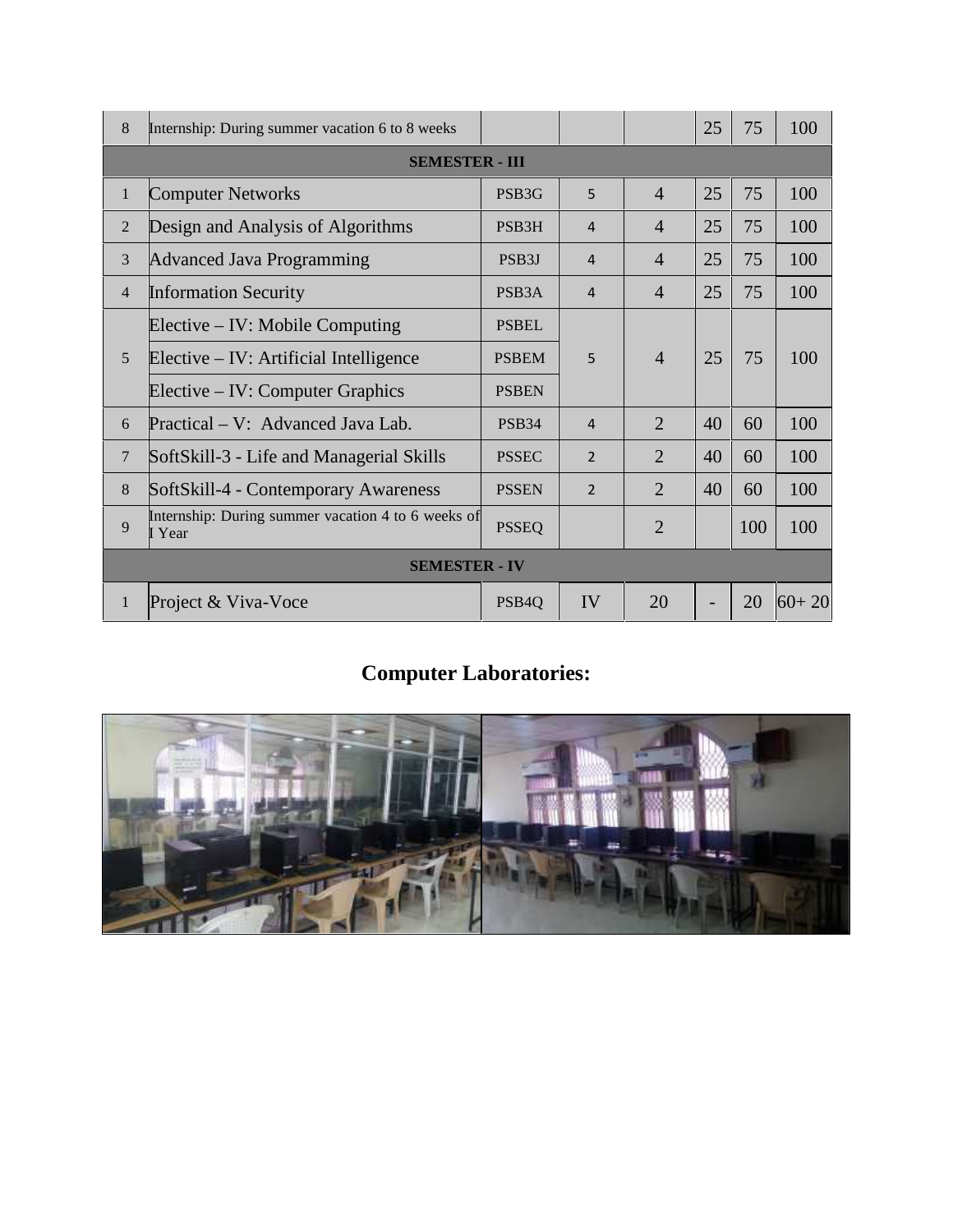| 8 | Internship: During summer vacation 6 to 8 weeks | | | | 25 | 75 | 100 |
|---|---|---|---|---|---|---|---|
| **SEMESTER - III** | | | | | | | |
| 1 | Computer Networks | PSB3G | 5 | 4 | 25 | 75 | 100 |
| 2 | Design and Analysis of Algorithms | PSB3H | 4 | 4 | 25 | 75 | 100 |
| 3 | Advanced Java Programming | PSB3J | 4 | 4 | 25 | 75 | 100 |
| 4 | Information Security | PSB3A | 4 | 4 | 25 | 75 | 100 |
| 5 | Elective – IV: Mobile Computing | PSBEL | 5 | 4 | 25 | 75 | 100 |
| | Elective – IV: Artificial Intelligence | PSBEM | | | | | |
| | Elective – IV: Computer Graphics | PSBEN | | | | | |
| 6 | Practical – V: Advanced Java Lab. | PSB34 | 4 | 2 | 40 | 60 | 100 |
| 7 | SoftSkill-3 - Life and Managerial Skills | PSSEC | 2 | 2 | 40 | 60 | 100 |
| 8 | SoftSkill-4 - Contemporary Awareness | PSSEN | 2 | 2 | 40 | 60 | 100 |
| 9 | Internship: During summer vacation 4 to 6 weeks of I Year | PSSEQ | | 2 | | 100 | 100 |
| **SEMESTER - IV** | | | | | | | |
| 1 | Project & Viva-Voce | PSB4Q | IV | 20 | - | 20 | 60+ 20 |

## Computer Laboratories: